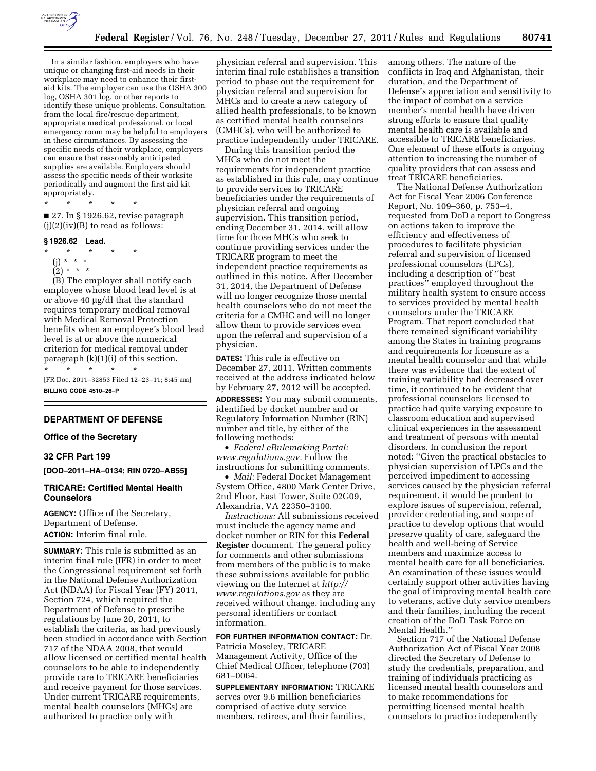In a similar fashion, employers who have unique or changing first-aid needs in their workplace may need to enhance their first-aid kits. The employer can use the OSHA 300 log, OSHA 301 log, or other reports to identify these unique problems. Consultation from the local fire/rescue department, appropriate medical professional, or local emergency room may be helpful to employers in these circumstances. By assessing the specific needs of their workplace, employers can ensure that reasonably anticipated supplies are available. Employers should assess the specific needs of their worksite periodically and augment the first aid kit appropriately.

\* \* \* \* \*

■ 27. In § 1926.62, revise paragraph (j)(2)(iv)(B) to read as follows:

**§ 1926.62 Lead.**

\* \* \* \* \*

(j) \* \* \*

(2) \* \* \*

(B) The employer shall notify each employee whose blood lead level is at or above 40 µg/dl that the standard requires temporary medical removal with Medical Removal Protection benefits when an employee's blood lead level is at or above the numerical criterion for medical removal under paragraph (k)(1)(i) of this section.

\* \* \* \* \*

[FR Doc. 2011–32853 Filed 12–23–11; 8:45 am]

**BILLING CODE 4510–26–P**

## DEPARTMENT OF DEFENSE

### Office of the Secretary

### 32 CFR Part 199

**[DOD–2011–HA–0134; RIN 0720–AB55]**

### TRICARE: Certified Mental Health Counselors

**AGENCY:** Office of the Secretary, Department of Defense.

**ACTION:** Interim final rule.

**SUMMARY:** This rule is submitted as an interim final rule (IFR) in order to meet the Congressional requirement set forth in the National Defense Authorization Act (NDAA) for Fiscal Year (FY) 2011, Section 724, which required the Department of Defense to prescribe regulations by June 20, 2011, to establish the criteria, as had previously been studied in accordance with Section 717 of the NDAA 2008, that would allow licensed or certified mental health counselors to be able to independently provide care to TRICARE beneficiaries and receive payment for those services. Under current TRICARE requirements, mental health counselors (MHCs) are authorized to practice only with physician referral and supervision. This interim final rule establishes a transition period to phase out the requirement for physician referral and supervision for MHCs and to create a new category of allied health professionals, to be known as certified mental health counselors (CMHCs), who will be authorized to practice independently under TRICARE.

During this transition period the MHCs who do not meet the requirements for independent practice as established in this rule, may continue to provide services to TRICARE beneficiaries under the requirements of physician referral and ongoing supervision. This transition period, ending December 31, 2014, will allow time for those MHCs who seek to continue providing services under the TRICARE program to meet the independent practice requirements as outlined in this notice. After December 31, 2014, the Department of Defense will no longer recognize those mental health counselors who do not meet the criteria for a CMHC and will no longer allow them to provide services even upon the referral and supervision of a physician.

**DATES:** This rule is effective on December 27, 2011. Written comments received at the address indicated below by February 27, 2012 will be accepted.

**ADDRESSES:** You may submit comments, identified by docket number and or Regulatory Information Number (RIN) number and title, by either of the following methods:

- *Federal eRulemaking Portal: www.regulations.gov.* Follow the instructions for submitting comments.
- *Mail:* Federal Docket Management System Office, 4800 Mark Center Drive, 2nd Floor, East Tower, Suite 02G09, Alexandria, VA 22350–3100.

*Instructions:* All submissions received must include the agency name and docket number or RIN for this **Federal Register** document. The general policy for comments and other submissions from members of the public is to make these submissions available for public viewing on the Internet at *http://www.regulations.gov* as they are received without change, including any personal identifiers or contact information.

**FOR FURTHER INFORMATION CONTACT:** Dr. Patricia Moseley, TRICARE Management Activity, Office of the Chief Medical Officer, telephone (703) 681–0064.

**SUPPLEMENTARY INFORMATION:** TRICARE serves over 9.6 million beneficiaries comprised of active duty service members, retirees, and their families, among others. The nature of the conflicts in Iraq and Afghanistan, their duration, and the Department of Defense's appreciation and sensitivity to the impact of combat on a service member's mental health have driven strong efforts to ensure that quality mental health care is available and accessible to TRICARE beneficiaries. One element of these efforts is ongoing attention to increasing the number of quality providers that can assess and treat TRICARE beneficiaries.

The National Defense Authorization Act for Fiscal Year 2006 Conference Report, No. 109–360, p. 753–4, requested from DoD a report to Congress on actions taken to improve the efficiency and effectiveness of procedures to facilitate physician referral and supervision of licensed professional counselors (LPCs), including a description of ''best practices'' employed throughout the military health system to ensure access to services provided by mental health counselors under the TRICARE Program. That report concluded that there remained significant variability among the States in training programs and requirements for licensure as a mental health counselor and that while there was evidence that the extent of training variability had decreased over time, it continued to be evident that professional counselors licensed to practice had quite varying exposure to classroom education and supervised clinical experiences in the assessment and treatment of persons with mental disorders. In conclusion the report noted: ''Given the practical obstacles to physician supervision of LPCs and the perceived impediment to accessing services caused by the physician referral requirement, it would be prudent to explore issues of supervision, referral, provider credentialing, and scope of practice to develop options that would preserve quality of care, safeguard the health and well-being of Service members and maximize access to mental health care for all beneficiaries. An examination of these issues would certainly support other activities having the goal of improving mental health care to veterans, active duty service members and their families, including the recent creation of the DoD Task Force on Mental Health.''

Section 717 of the National Defense Authorization Act of Fiscal Year 2008 directed the Secretary of Defense to study the credentials, preparation, and training of individuals practicing as licensed mental health counselors and to make recommendations for permitting licensed mental health counselors to practice independently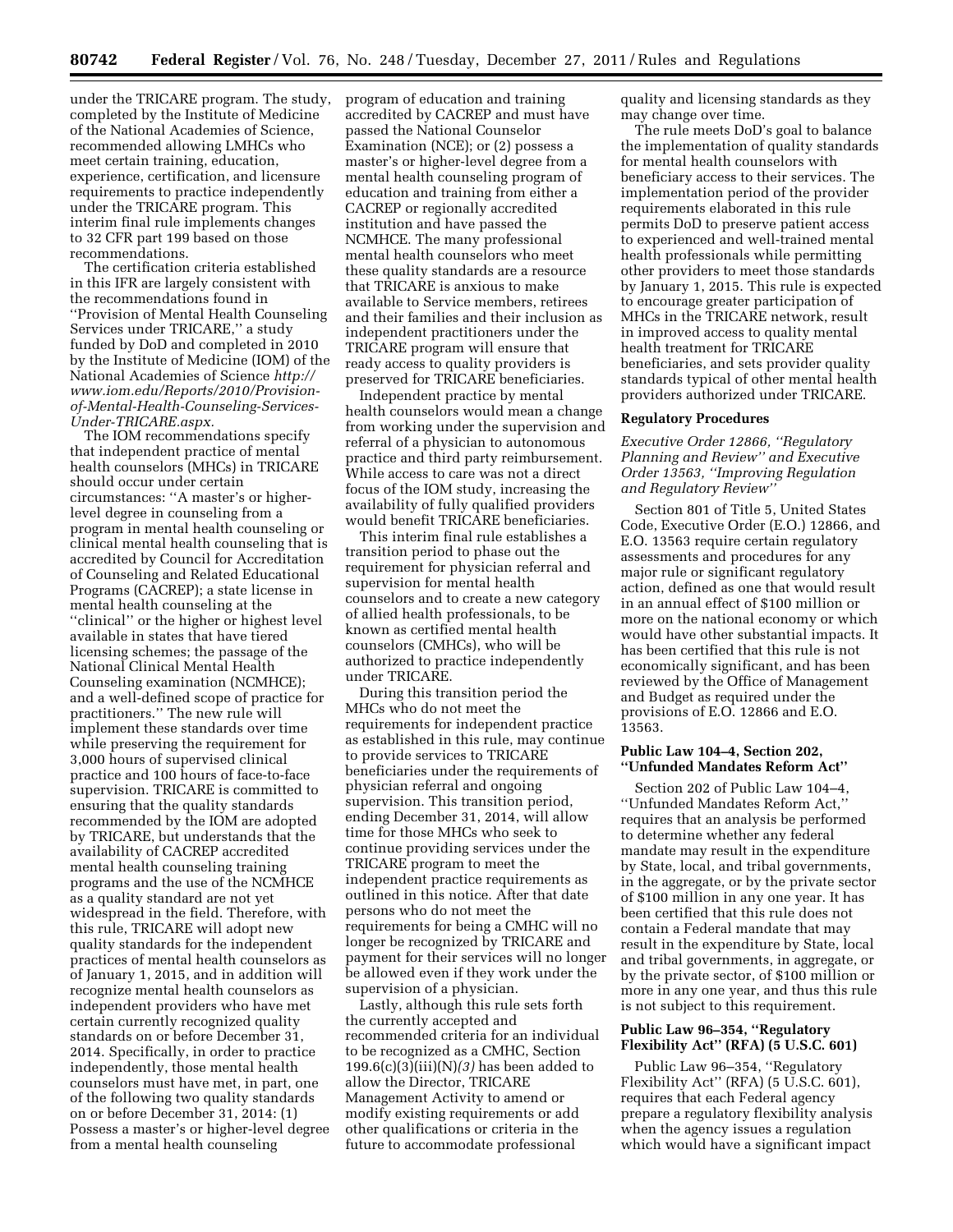under the TRICARE program. The study, completed by the Institute of Medicine of the National Academies of Science, recommended allowing LMHCs who meet certain training, education, experience, certification, and licensure requirements to practice independently under the TRICARE program. This interim final rule implements changes to 32 CFR part 199 based on those recommendations.

The certification criteria established in this IFR are largely consistent with the recommendations found in ''Provision of Mental Health Counseling Services under TRICARE,'' a study funded by DoD and completed in 2010 by the Institute of Medicine (IOM) of the National Academies of Science *http://www.iom.edu/Reports/2010/Provision-of-Mental-Health-Counseling-Services-Under-TRICARE.aspx.*

The IOM recommendations specify that independent practice of mental health counselors (MHCs) in TRICARE should occur under certain circumstances: ''A master's or higher-level degree in counseling from a program in mental health counseling or clinical mental health counseling that is accredited by Council for Accreditation of Counseling and Related Educational Programs (CACREP); a state license in mental health counseling at the ''clinical'' or the higher or highest level available in states that have tiered licensing schemes; the passage of the National Clinical Mental Health Counseling examination (NCMHCE); and a well-defined scope of practice for practitioners.'' The new rule will implement these standards over time while preserving the requirement for 3,000 hours of supervised clinical practice and 100 hours of face-to-face supervision. TRICARE is committed to ensuring that the quality standards recommended by the IOM are adopted by TRICARE, but understands that the availability of CACREP accredited mental health counseling training programs and the use of the NCMHCE as a quality standard are not yet widespread in the field. Therefore, with this rule, TRICARE will adopt new quality standards for the independent practices of mental health counselors as of January 1, 2015, and in addition will recognize mental health counselors as independent providers who have met certain currently recognized quality standards on or before December 31, 2014. Specifically, in order to practice independently, those mental health counselors must have met, in part, one of the following two quality standards on or before December 31, 2014: (1) Possess a master's or higher-level degree from a mental health counseling program of education and training accredited by CACREP and must have passed the National Counselor Examination (NCE); or (2) possess a master's or higher-level degree from a mental health counseling program of education and training from either a CACREP or regionally accredited institution and have passed the NCMHCE. The many professional mental health counselors who meet these quality standards are a resource that TRICARE is anxious to make available to Service members, retirees and their families and their inclusion as independent practitioners under the TRICARE program will ensure that ready access to quality providers is preserved for TRICARE beneficiaries.

Independent practice by mental health counselors would mean a change from working under the supervision and referral of a physician to autonomous practice and third party reimbursement. While access to care was not a direct focus of the IOM study, increasing the availability of fully qualified providers would benefit TRICARE beneficiaries.

This interim final rule establishes a transition period to phase out the requirement for physician referral and supervision for mental health counselors and to create a new category of allied health professionals, to be known as certified mental health counselors (CMHCs), who will be authorized to practice independently under TRICARE.

During this transition period the MHCs who do not meet the requirements for independent practice as established in this rule, may continue to provide services to TRICARE beneficiaries under the requirements of physician referral and ongoing supervision. This transition period, ending December 31, 2014, will allow time for those MHCs who seek to continue providing services under the TRICARE program to meet the independent practice requirements as outlined in this notice. After that date persons who do not meet the requirements for being a CMHC will no longer be recognized by TRICARE and payment for their services will no longer be allowed even if they work under the supervision of a physician.

Lastly, although this rule sets forth the currently accepted and recommended criteria for an individual to be recognized as a CMHC, Section 199.6(c)(3)(iii)(N)*(3)* has been added to allow the Director, TRICARE Management Activity to amend or modify existing requirements or add other qualifications or criteria in the future to accommodate professional quality and licensing standards as they may change over time.

The rule meets DoD's goal to balance the implementation of quality standards for mental health counselors with beneficiary access to their services. The implementation period of the provider requirements elaborated in this rule permits DoD to preserve patient access to experienced and well-trained mental health professionals while permitting other providers to meet those standards by January 1, 2015. This rule is expected to encourage greater participation of MHCs in the TRICARE network, result in improved access to quality mental health treatment for TRICARE beneficiaries, and sets provider quality standards typical of other mental health providers authorized under TRICARE.

## Regulatory Procedures

### *Executive Order 12866, ''Regulatory Planning and Review'' and Executive Order 13563, ''Improving Regulation and Regulatory Review''*

Section 801 of Title 5, United States Code, Executive Order (E.O.) 12866, and E.O. 13563 require certain regulatory assessments and procedures for any major rule or significant regulatory action, defined as one that would result in an annual effect of $100 million or more on the national economy or which would have other substantial impacts. It has been certified that this rule is not economically significant, and has been reviewed by the Office of Management and Budget as required under the provisions of E.O. 12866 and E.O. 13563.

### Public Law 104–4, Section 202, ''Unfunded Mandates Reform Act''

Section 202 of Public Law 104–4, ''Unfunded Mandates Reform Act,'' requires that an analysis be performed to determine whether any federal mandate may result in the expenditure by State, local, and tribal governments, in the aggregate, or by the private sector of $100 million in any one year. It has been certified that this rule does not contain a Federal mandate that may result in the expenditure by State, local and tribal governments, in aggregate, or by the private sector, of $100 million or more in any one year, and thus this rule is not subject to this requirement.

### Public Law 96–354, ''Regulatory Flexibility Act'' (RFA) (5 U.S.C. 601)

Public Law 96–354, ''Regulatory Flexibility Act'' (RFA) (5 U.S.C. 601), requires that each Federal agency prepare a regulatory flexibility analysis when the agency issues a regulation which would have a significant impact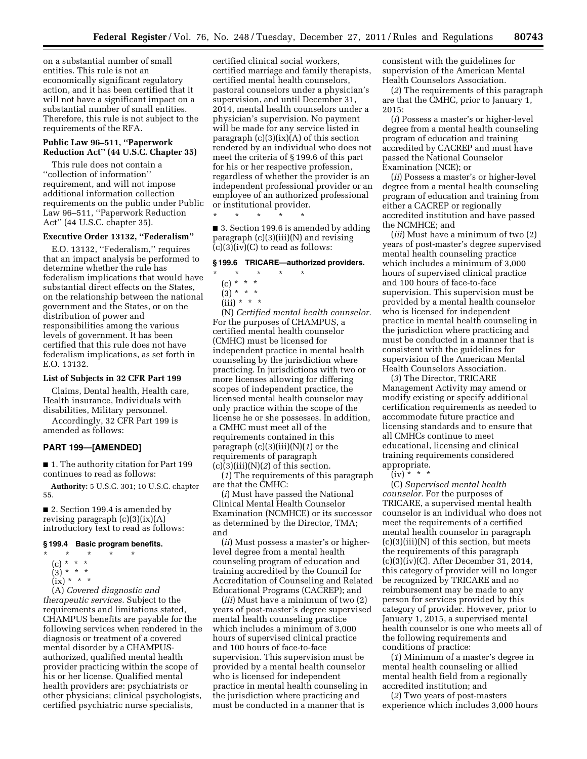on a substantial number of small entities. This rule is not an economically significant regulatory action, and it has been certified that it will not have a significant impact on a substantial number of small entities. Therefore, this rule is not subject to the requirements of the RFA.

**Public Law 96–511, ''Paperwork Reduction Act'' (44 U.S.C. Chapter 35)**

This rule does not contain a ''collection of information'' requirement, and will not impose additional information collection requirements on the public under Public Law 96–511, ''Paperwork Reduction Act'' (44 U.S.C. chapter 35).

**Executive Order 13132, ''Federalism''**

E.O. 13132, ''Federalism,'' requires that an impact analysis be performed to determine whether the rule has federalism implications that would have substantial direct effects on the States, on the relationship between the national government and the States, or on the distribution of power and responsibilities among the various levels of government. It has been certified that this rule does not have federalism implications, as set forth in E.O. 13132.

**List of Subjects in 32 CFR Part 199**

Claims, Dental health, Health care, Health insurance, Individuals with disabilities, Military personnel.

Accordingly, 32 CFR Part 199 is amended as follows:

**PART 199—[AMENDED]**

■ 1. The authority citation for Part 199 continues to read as follows:

**Authority:** 5 U.S.C. 301; 10 U.S.C. chapter 55.

■ 2. Section 199.4 is amended by revising paragraph (c)(3)(ix)(A) introductory text to read as follows:

**§ 199.4 Basic program benefits.**

\* \* \* \* \*

(c) \* \* \*

(3) \* \* \*

(ix) \* \* \*

(A) *Covered diagnostic and therapeutic services.* Subject to the requirements and limitations stated, CHAMPUS benefits are payable for the following services when rendered in the diagnosis or treatment of a covered mental disorder by a CHAMPUS-authorized, qualified mental health provider practicing within the scope of his or her license. Qualified mental health providers are: psychiatrists or other physicians; clinical psychologists, certified psychiatric nurse specialists, certified clinical social workers, certified marriage and family therapists, certified mental health counselors, pastoral counselors under a physician's supervision, and until December 31, 2014, mental health counselors under a physician's supervision. No payment will be made for any service listed in paragraph (c)(3)(ix)(A) of this section rendered by an individual who does not meet the criteria of § 199.6 of this part for his or her respective profession, regardless of whether the provider is an independent professional provider or an employee of an authorized professional or institutional provider.

\* \* \* \* \*

■ 3. Section 199.6 is amended by adding paragraph (c)(3)(iii)(N) and revising (c)(3)(iv)(C) to read as follows:

**§ 199.6 TRICARE—authorized providers.**

\* \* \* \* \*

(c) \* \* \*

(3) \* \* \*

(iii) \* \* \*

(N) *Certified mental health counselor.* For the purposes of CHAMPUS, a certified mental health counselor (CMHC) must be licensed for independent practice in mental health counseling by the jurisdiction where practicing. In jurisdictions with two or more licenses allowing for differing scopes of independent practice, the licensed mental health counselor may only practice within the scope of the license he or she possesses. In addition, a CMHC must meet all of the requirements contained in this paragraph (c)(3)(iii)(N)(*1*) or the requirements of paragraph (c)(3)(iii)(N)(*2*) of this section.

(*1*) The requirements of this paragraph are that the CMHC:

(*i*) Must have passed the National Clinical Mental Health Counselor Examination (NCMHCE) or its successor as determined by the Director, TMA; and

(*ii*) Must possess a master's or higher-level degree from a mental health counseling program of education and training accredited by the Council for Accreditation of Counseling and Related Educational Programs (CACREP); and

(*iii*) Must have a minimum of two (2) years of post-master's degree supervised mental health counseling practice which includes a minimum of 3,000 hours of supervised clinical practice and 100 hours of face-to-face supervision. This supervision must be provided by a mental health counselor who is licensed for independent practice in mental health counseling in the jurisdiction where practicing and must be conducted in a manner that is consistent with the guidelines for supervision of the American Mental Health Counselors Association.

(*2*) The requirements of this paragraph are that the CMHC, prior to January 1, 2015:

(*i*) Possess a master's or higher-level degree from a mental health counseling program of education and training accredited by CACREP and must have passed the National Counselor Examination (NCE); or

(*ii*) Possess a master's or higher-level degree from a mental health counseling program of education and training from either a CACREP or regionally accredited institution and have passed the NCMHCE; and

(*iii*) Must have a minimum of two (2) years of post-master's degree supervised mental health counseling practice which includes a minimum of 3,000 hours of supervised clinical practice and 100 hours of face-to-face supervision. This supervision must be provided by a mental health counselor who is licensed for independent practice in mental health counseling in the jurisdiction where practicing and must be conducted in a manner that is consistent with the guidelines for supervision of the American Mental Health Counselors Association.

(*3*) The Director, TRICARE Management Activity may amend or modify existing or specify additional certification requirements as needed to accommodate future practice and licensing standards and to ensure that all CMHCs continue to meet educational, licensing and clinical training requirements considered appropriate.

(iv) \* \* \*

(C) *Supervised mental health counselor.* For the purposes of TRICARE, a supervised mental health counselor is an individual who does not meet the requirements of a certified mental health counselor in paragraph (c)(3)(iii)(N) of this section, but meets the requirements of this paragraph (c)(3)(iv)(C). After December 31, 2014, this category of provider will no longer be recognized by TRICARE and no reimbursement may be made to any person for services provided by this category of provider. However, prior to January 1, 2015, a supervised mental health counselor is one who meets all of the following requirements and conditions of practice:

(*1*) Minimum of a master's degree in mental health counseling or allied mental health field from a regionally accredited institution; and

(*2*) Two years of post-masters experience which includes 3,000 hours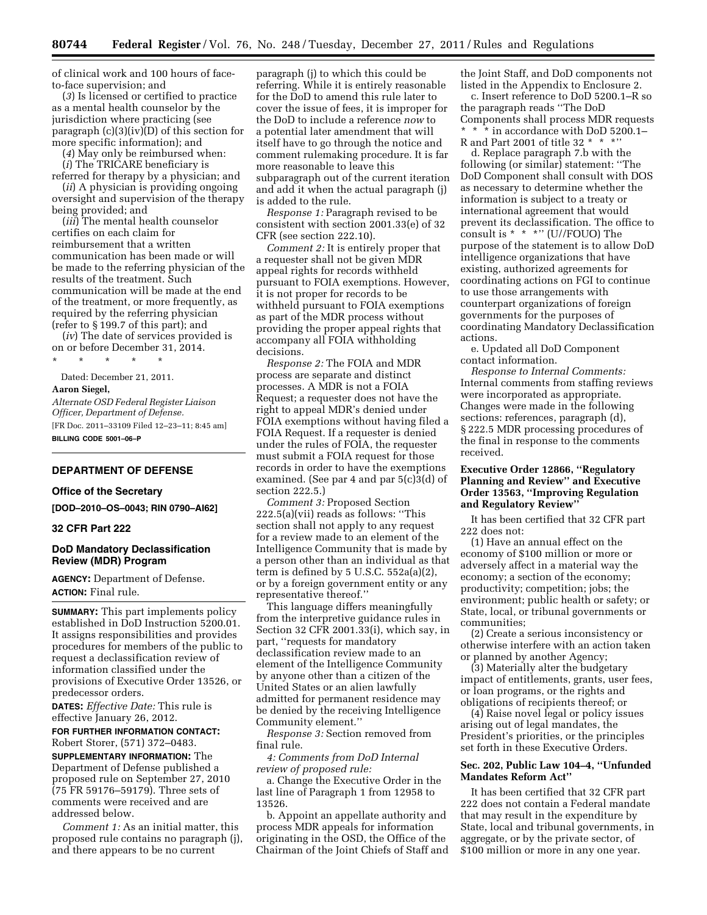of clinical work and 100 hours of face-to-face supervision; and

(*3*) Is licensed or certified to practice as a mental health counselor by the jurisdiction where practicing (see paragraph (c)(3)(iv)(D) of this section for more specific information); and

(*4*) May only be reimbursed when:

(*i*) The TRICARE beneficiary is referred for therapy by a physician; and

(*ii*) A physician is providing ongoing oversight and supervision of the therapy being provided; and

(*iii*) The mental health counselor certifies on each claim for reimbursement that a written communication has been made or will be made to the referring physician of the results of the treatment. Such communication will be made at the end of the treatment, or more frequently, as required by the referring physician (refer to § 199.7 of this part); and

(*iv*) The date of services provided is on or before December 31, 2014.

\* \* \* \* \*

Dated: December 21, 2011.

**Aaron Siegel,**

*Alternate OSD Federal Register Liaison Officer, Department of Defense.*

[FR Doc. 2011–33109 Filed 12–23–11; 8:45 am]

**BILLING CODE 5001–06–P**

---

## DEPARTMENT OF DEFENSE

### Office of the Secretary

**[DOD–2010–OS–0043; RIN 0790–AI62]**

### 32 CFR Part 222

### DoD Mandatory Declassification Review (MDR) Program

**AGENCY:** Department of Defense.

**ACTION:** Final rule.

**SUMMARY:** This part implements policy established in DoD Instruction 5200.01. It assigns responsibilities and provides procedures for members of the public to request a declassification review of information classified under the provisions of Executive Order 13526, or predecessor orders.

**DATES:** *Effective Date:* This rule is effective January 26, 2012.

**FOR FURTHER INFORMATION CONTACT:** Robert Storer, (571) 372–0483.

**SUPPLEMENTARY INFORMATION:** The Department of Defense published a proposed rule on September 27, 2010 (75 FR 59176–59179). Three sets of comments were received and are addressed below.

*Comment 1:* As an initial matter, this proposed rule contains no paragraph (j), and there appears to be no current paragraph (j) to which this could be referring. While it is entirely reasonable for the DoD to amend this rule later to cover the issue of fees, it is improper for the DoD to include a reference *now* to a potential later amendment that will itself have to go through the notice and comment rulemaking procedure. It is far more reasonable to leave this subparagraph out of the current iteration and add it when the actual paragraph (j) is added to the rule.

*Response 1:* Paragraph revised to be consistent with section 2001.33(e) of 32 CFR (see section 222.10).

*Comment 2:* It is entirely proper that a requester shall not be given MDR appeal rights for records withheld pursuant to FOIA exemptions. However, it is not proper for records to be withheld pursuant to FOIA exemptions as part of the MDR process without providing the proper appeal rights that accompany all FOIA withholding decisions.

*Response 2:* The FOIA and MDR process are separate and distinct processes. A MDR is not a FOIA Request; a requester does not have the right to appeal MDR's denied under FOIA exemptions without having filed a FOIA Request. If a requester is denied under the rules of FOIA, the requester must submit a FOIA request for those records in order to have the exemptions examined. (See par 4 and par 5(c)3(d) of section 222.5.)

*Comment 3:* Proposed Section 222.5(a)(vii) reads as follows: ''This section shall not apply to any request for a review made to an element of the Intelligence Community that is made by a person other than an individual as that term is defined by 5 U.S.C. 552a(a)(2), or by a foreign government entity or any representative thereof.''

This language differs meaningfully from the interpretive guidance rules in Section 32 CFR 2001.33(i), which say, in part, ''requests for mandatory declassification review made to an element of the Intelligence Community by anyone other than a citizen of the United States or an alien lawfully admitted for permanent residence may be denied by the receiving Intelligence Community element.''

*Response 3:* Section removed from final rule.

*4: Comments from DoD Internal review of proposed rule:*

a. Change the Executive Order in the last line of Paragraph 1 from 12958 to 13526.

b. Appoint an appellate authority and process MDR appeals for information originating in the OSD, the Office of the Chairman of the Joint Chiefs of Staff and the Joint Staff, and DoD components not listed in the Appendix to Enclosure 2.

c. Insert reference to DoD 5200.1–R so the paragraph reads ''The DoD Components shall process MDR requests \* \* \* in accordance with DoD 5200.1–R and Part 2001 of title 32 \* \* \*''

d. Replace paragraph 7.b with the following (or similar) statement: ''The DoD Component shall consult with DOS as necessary to determine whether the information is subject to a treaty or international agreement that would prevent its declassification. The office to consult is \* \* \*'' (U//FOUO) The purpose of the statement is to allow DoD intelligence organizations that have existing, authorized agreements for coordinating actions on FGI to continue to use those arrangements with counterpart organizations of foreign governments for the purposes of coordinating Mandatory Declassification actions.

e. Updated all DoD Component contact information.

*Response to Internal Comments:* Internal comments from staffing reviews were incorporated as appropriate. Changes were made in the following sections: references, paragraph (d), § 222.5 MDR processing procedures of the final in response to the comments received.

### Executive Order 12866, ''Regulatory Planning and Review'' and Executive Order 13563, ''Improving Regulation and Regulatory Review''

It has been certified that 32 CFR part 222 does not:

(1) Have an annual effect on the economy of $100 million or more or adversely affect in a material way the economy; a section of the economy; productivity; competition; jobs; the environment; public health or safety; or State, local, or tribunal governments or communities;

(2) Create a serious inconsistency or otherwise interfere with an action taken or planned by another Agency;

(3) Materially alter the budgetary impact of entitlements, grants, user fees, or loan programs, or the rights and obligations of recipients thereof; or

(4) Raise novel legal or policy issues arising out of legal mandates, the President's priorities, or the principles set forth in these Executive Orders.

### Sec. 202, Public Law 104–4, ''Unfunded Mandates Reform Act''

It has been certified that 32 CFR part 222 does not contain a Federal mandate that may result in the expenditure by State, local and tribunal governments, in aggregate, or by the private sector, of $100 million or more in any one year.